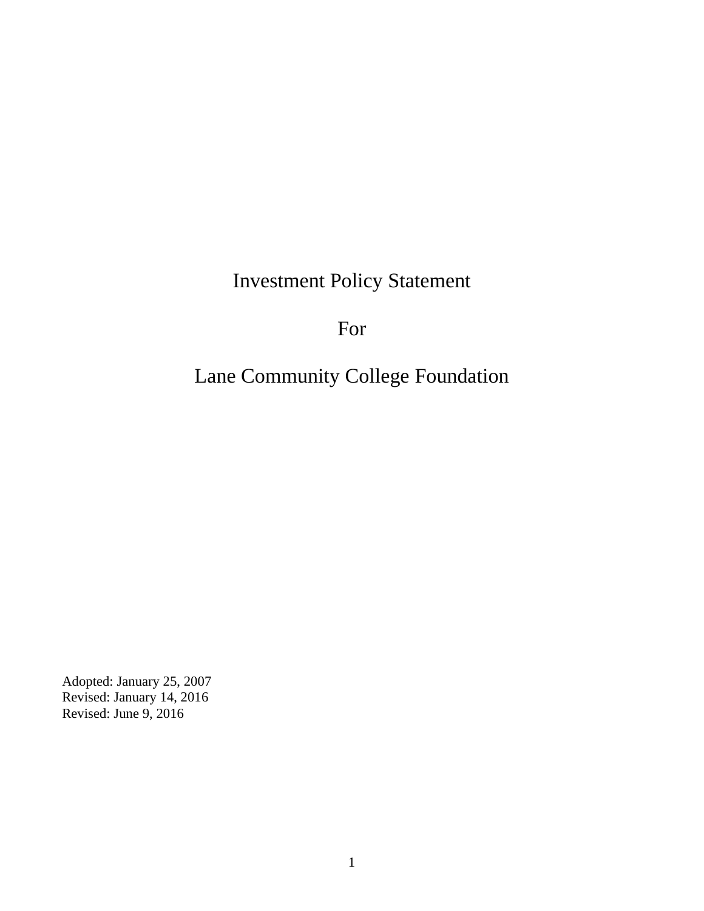# Investment Policy Statement

# For

# Lane Community College Foundation

Adopted: January 25, 2007
Revised: January 14, 2016
Revised: June 9, 2016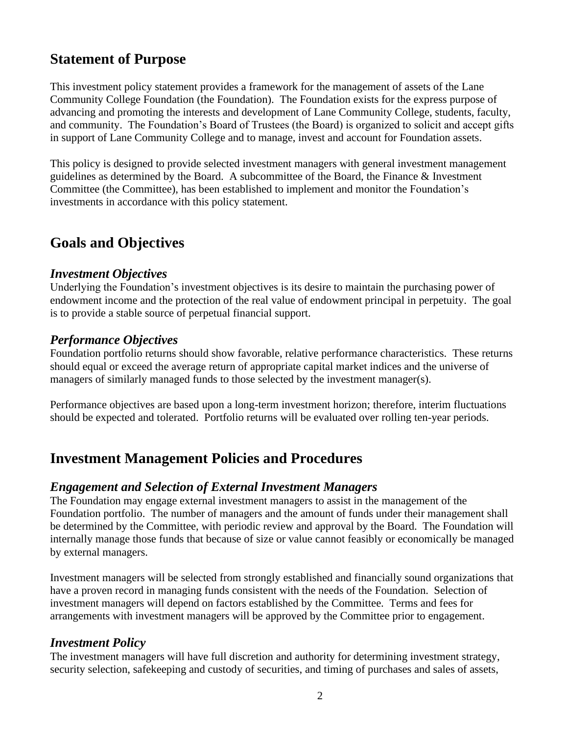## Statement of Purpose

This investment policy statement provides a framework for the management of assets of the Lane Community College Foundation (the Foundation). The Foundation exists for the express purpose of advancing and promoting the interests and development of Lane Community College, students, faculty, and community. The Foundation's Board of Trustees (the Board) is organized to solicit and accept gifts in support of Lane Community College and to manage, invest and account for Foundation assets.

This policy is designed to provide selected investment managers with general investment management guidelines as determined by the Board. A subcommittee of the Board, the Finance & Investment Committee (the Committee), has been established to implement and monitor the Foundation's investments in accordance with this policy statement.

## Goals and Objectives

### *Investment Objectives*

Underlying the Foundation's investment objectives is its desire to maintain the purchasing power of endowment income and the protection of the real value of endowment principal in perpetuity. The goal is to provide a stable source of perpetual financial support.

### *Performance Objectives*

Foundation portfolio returns should show favorable, relative performance characteristics. These returns should equal or exceed the average return of appropriate capital market indices and the universe of managers of similarly managed funds to those selected by the investment manager(s).

Performance objectives are based upon a long-term investment horizon; therefore, interim fluctuations should be expected and tolerated. Portfolio returns will be evaluated over rolling ten-year periods.

## Investment Management Policies and Procedures

### *Engagement and Selection of External Investment Managers*

The Foundation may engage external investment managers to assist in the management of the Foundation portfolio. The number of managers and the amount of funds under their management shall be determined by the Committee, with periodic review and approval by the Board. The Foundation will internally manage those funds that because of size or value cannot feasibly or economically be managed by external managers.

Investment managers will be selected from strongly established and financially sound organizations that have a proven record in managing funds consistent with the needs of the Foundation. Selection of investment managers will depend on factors established by the Committee. Terms and fees for arrangements with investment managers will be approved by the Committee prior to engagement.

### *Investment Policy*

The investment managers will have full discretion and authority for determining investment strategy, security selection, safekeeping and custody of securities, and timing of purchases and sales of assets,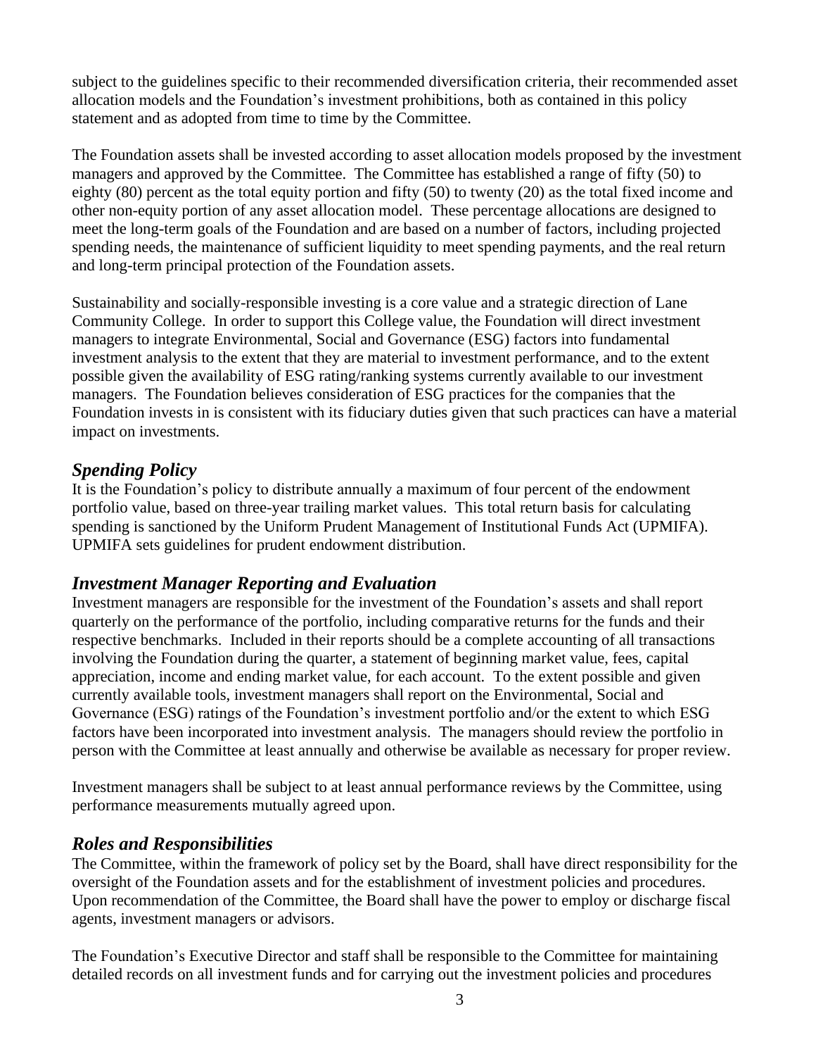subject to the guidelines specific to their recommended diversification criteria, their recommended asset allocation models and the Foundation's investment prohibitions, both as contained in this policy statement and as adopted from time to time by the Committee.

The Foundation assets shall be invested according to asset allocation models proposed by the investment managers and approved by the Committee. The Committee has established a range of fifty (50) to eighty (80) percent as the total equity portion and fifty (50) to twenty (20) as the total fixed income and other non-equity portion of any asset allocation model. These percentage allocations are designed to meet the long-term goals of the Foundation and are based on a number of factors, including projected spending needs, the maintenance of sufficient liquidity to meet spending payments, and the real return and long-term principal protection of the Foundation assets.

Sustainability and socially-responsible investing is a core value and a strategic direction of Lane Community College. In order to support this College value, the Foundation will direct investment managers to integrate Environmental, Social and Governance (ESG) factors into fundamental investment analysis to the extent that they are material to investment performance, and to the extent possible given the availability of ESG rating/ranking systems currently available to our investment managers. The Foundation believes consideration of ESG practices for the companies that the Foundation invests in is consistent with its fiduciary duties given that such practices can have a material impact on investments.

## *Spending Policy*

It is the Foundation's policy to distribute annually a maximum of four percent of the endowment portfolio value, based on three-year trailing market values. This total return basis for calculating spending is sanctioned by the Uniform Prudent Management of Institutional Funds Act (UPMIFA). UPMIFA sets guidelines for prudent endowment distribution.

## *Investment Manager Reporting and Evaluation*

Investment managers are responsible for the investment of the Foundation's assets and shall report quarterly on the performance of the portfolio, including comparative returns for the funds and their respective benchmarks. Included in their reports should be a complete accounting of all transactions involving the Foundation during the quarter, a statement of beginning market value, fees, capital appreciation, income and ending market value, for each account. To the extent possible and given currently available tools, investment managers shall report on the Environmental, Social and Governance (ESG) ratings of the Foundation's investment portfolio and/or the extent to which ESG factors have been incorporated into investment analysis. The managers should review the portfolio in person with the Committee at least annually and otherwise be available as necessary for proper review.

Investment managers shall be subject to at least annual performance reviews by the Committee, using performance measurements mutually agreed upon.

## *Roles and Responsibilities*

The Committee, within the framework of policy set by the Board, shall have direct responsibility for the oversight of the Foundation assets and for the establishment of investment policies and procedures. Upon recommendation of the Committee, the Board shall have the power to employ or discharge fiscal agents, investment managers or advisors.

The Foundation's Executive Director and staff shall be responsible to the Committee for maintaining detailed records on all investment funds and for carrying out the investment policies and procedures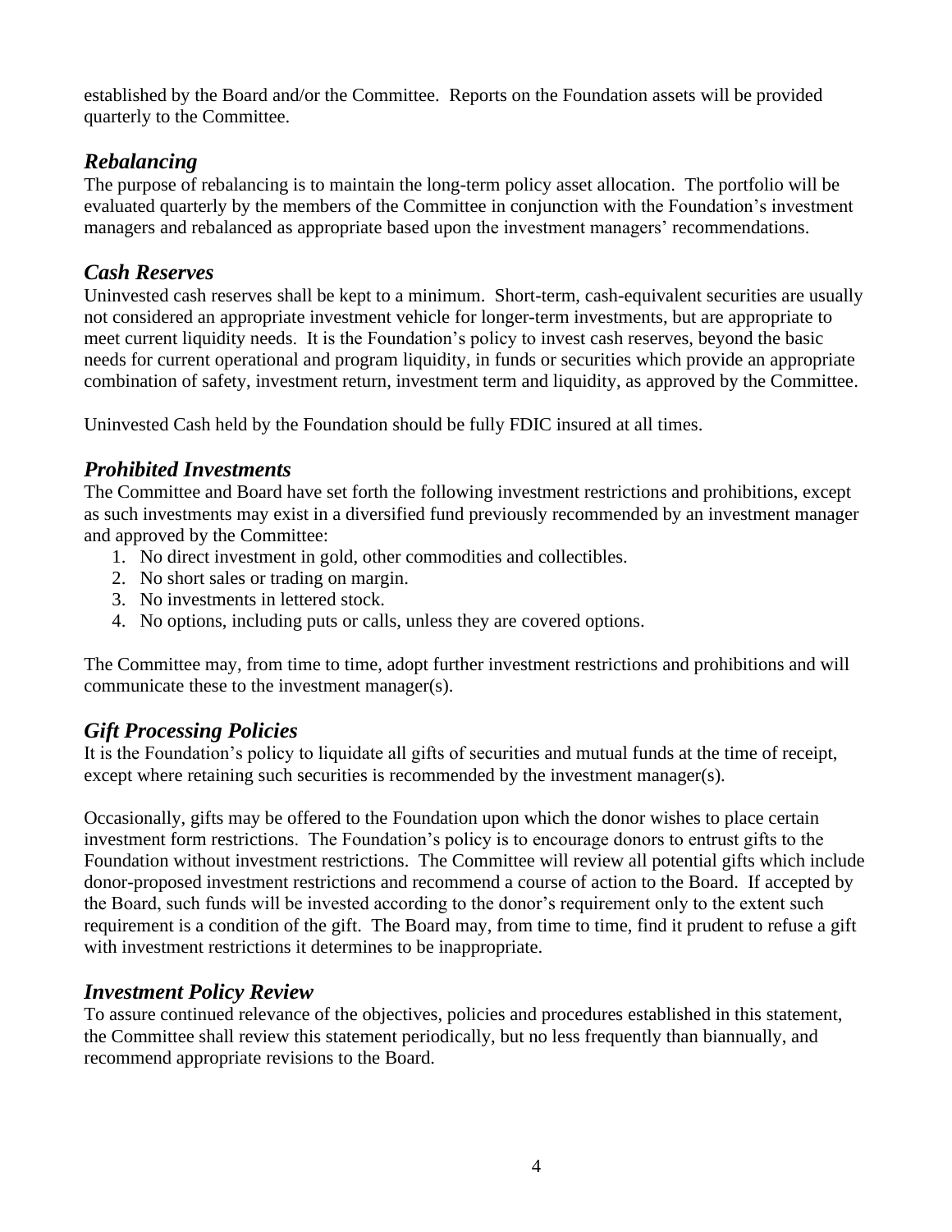established by the Board and/or the Committee. Reports on the Foundation assets will be provided quarterly to the Committee.

## *Rebalancing*

The purpose of rebalancing is to maintain the long-term policy asset allocation. The portfolio will be evaluated quarterly by the members of the Committee in conjunction with the Foundation's investment managers and rebalanced as appropriate based upon the investment managers' recommendations.

## *Cash Reserves*

Uninvested cash reserves shall be kept to a minimum. Short-term, cash-equivalent securities are usually not considered an appropriate investment vehicle for longer-term investments, but are appropriate to meet current liquidity needs. It is the Foundation's policy to invest cash reserves, beyond the basic needs for current operational and program liquidity, in funds or securities which provide an appropriate combination of safety, investment return, investment term and liquidity, as approved by the Committee.

Uninvested Cash held by the Foundation should be fully FDIC insured at all times.

## *Prohibited Investments*

The Committee and Board have set forth the following investment restrictions and prohibitions, except as such investments may exist in a diversified fund previously recommended by an investment manager and approved by the Committee:

1. No direct investment in gold, other commodities and collectibles.
2. No short sales or trading on margin.
3. No investments in lettered stock.
4. No options, including puts or calls, unless they are covered options.

The Committee may, from time to time, adopt further investment restrictions and prohibitions and will communicate these to the investment manager(s).

## *Gift Processing Policies*

It is the Foundation's policy to liquidate all gifts of securities and mutual funds at the time of receipt, except where retaining such securities is recommended by the investment manager(s).

Occasionally, gifts may be offered to the Foundation upon which the donor wishes to place certain investment form restrictions. The Foundation's policy is to encourage donors to entrust gifts to the Foundation without investment restrictions. The Committee will review all potential gifts which include donor-proposed investment restrictions and recommend a course of action to the Board. If accepted by the Board, such funds will be invested according to the donor's requirement only to the extent such requirement is a condition of the gift. The Board may, from time to time, find it prudent to refuse a gift with investment restrictions it determines to be inappropriate.

## *Investment Policy Review*

To assure continued relevance of the objectives, policies and procedures established in this statement, the Committee shall review this statement periodically, but no less frequently than biannually, and recommend appropriate revisions to the Board.